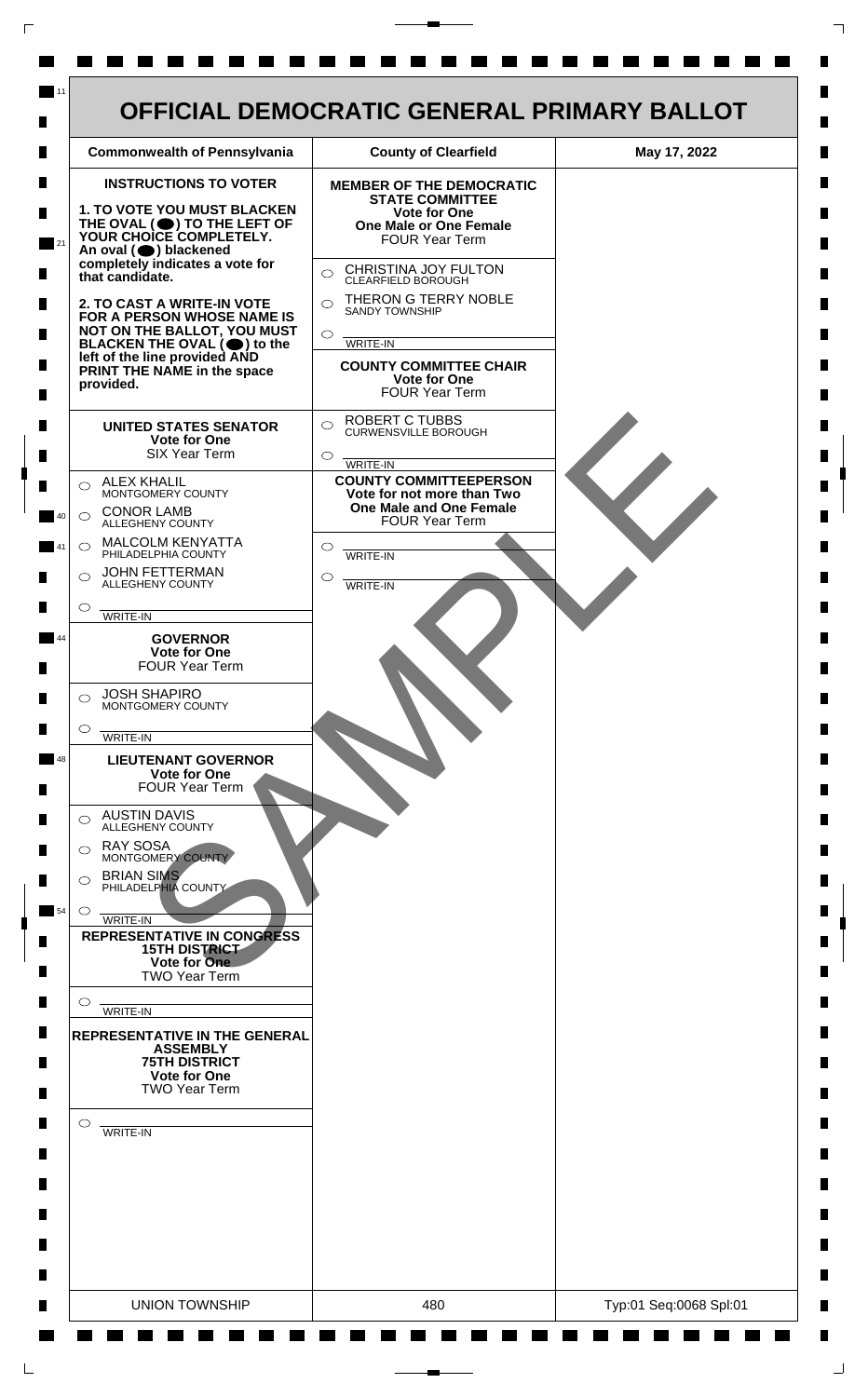# OFFICIAL DEMOCRATIC GENERAL PRIMARY BALLOT

| Commonwealth of Pennsylvania | County of Clearfield | May 17, 2022 |
|---|---|---|

**INSTRUCTIONS TO VOTER**

**1. TO VOTE YOU MUST BLACKEN THE OVAL (⬤) TO THE LEFT OF YOUR CHOICE COMPLETELY.** An oval (⬤) blackened completely indicates a vote for that candidate.

**2. TO CAST A WRITE-IN VOTE FOR A PERSON WHOSE NAME IS NOT ON THE BALLOT, YOU MUST BLACKEN THE OVAL (⬤) to the left of the line provided AND PRINT THE NAME in the space provided.**

### UNITED STATES SENATOR
**Vote for One**
SIX Year Term

- ○ ALEX KHALIL — MONTGOMERY COUNTY
- ○ CONOR LAMB — ALLEGHENY COUNTY
- ○ MALCOLM KENYATTA — PHILADELPHIA COUNTY
- ○ JOHN FETTERMAN — ALLEGHENY COUNTY
- ○ ________ WRITE-IN

### GOVERNOR
**Vote for One**
FOUR Year Term

- ○ JOSH SHAPIRO — MONTGOMERY COUNTY
- ○ ________ WRITE-IN

### LIEUTENANT GOVERNOR
**Vote for One**
FOUR Year Term

- ○ AUSTIN DAVIS — ALLEGHENY COUNTY
- ○ RAY SOSA — MONTGOMERY COUNTY
- ○ BRIAN SIMS — PHILADELPHIA COUNTY
- ○ ________ WRITE-IN

### REPRESENTATIVE IN CONGRESS 15TH DISTRICT
**Vote for One**
TWO Year Term

- ○ ________ WRITE-IN

### REPRESENTATIVE IN THE GENERAL ASSEMBLY 75TH DISTRICT
**Vote for One**
TWO Year Term

- ○ ________ WRITE-IN

### MEMBER OF THE DEMOCRATIC STATE COMMITTEE
**Vote for One**
**One Male or One Female**
FOUR Year Term

- ○ CHRISTINA JOY FULTON — CLEARFIELD BOROUGH
- ○ THERON G TERRY NOBLE — SANDY TOWNSHIP
- ○ ________ WRITE-IN

### COUNTY COMMITTEE CHAIR
**Vote for One**
FOUR Year Term

- ○ ROBERT C TUBBS — CURWENSVILLE BOROUGH
- ○ ________ WRITE-IN

### COUNTY COMMITTEEPERSON
**Vote for not more than Two**
**One Male and One Female**
FOUR Year Term

- ○ ________ WRITE-IN
- ○ ________ WRITE-IN

SAMPLE

| UNION TOWNSHIP | 480 | Typ:01 Seq:0068 Spl:01 |
|---|---|---|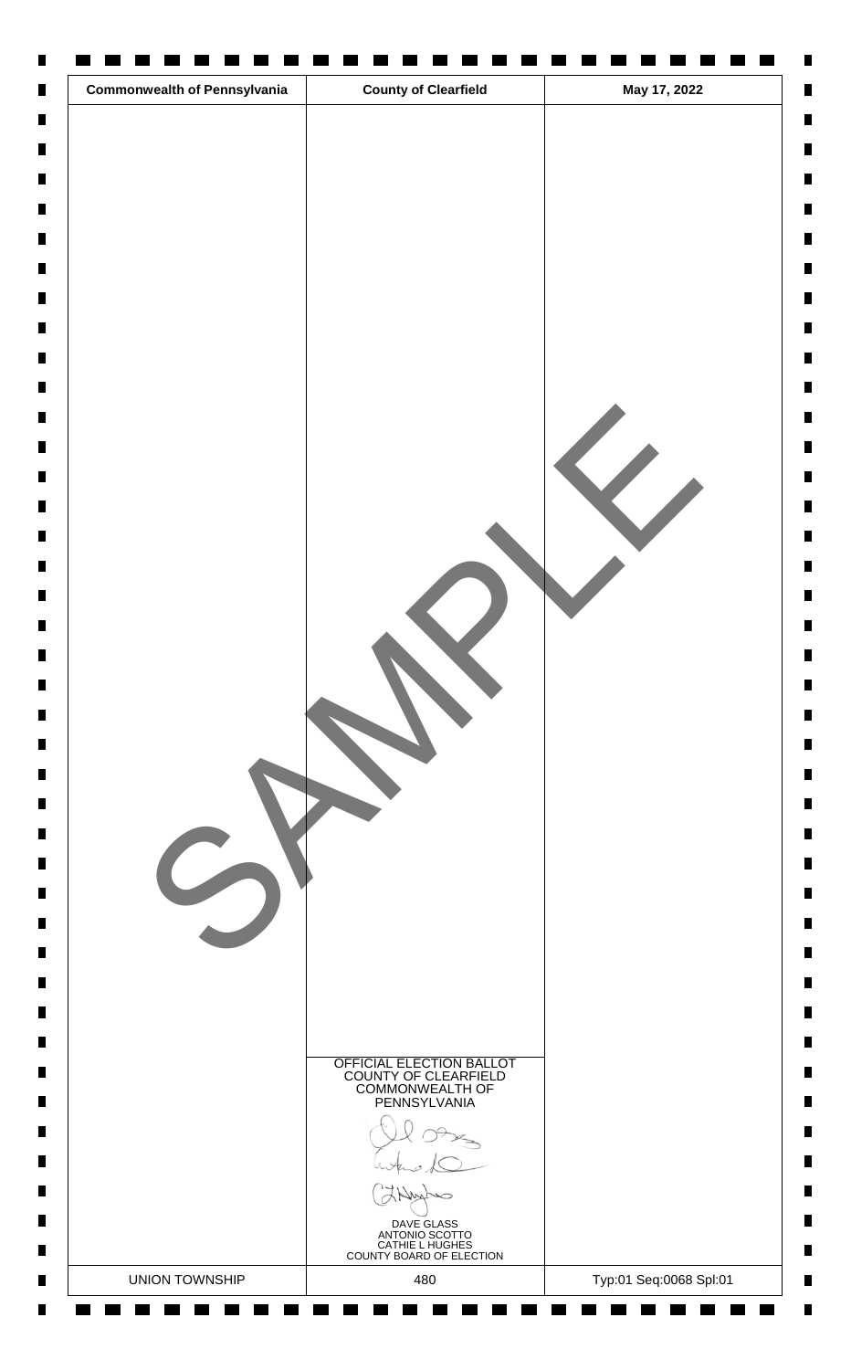| Commonwealth of Pennsylvania | County of Clearfield | May 17, 2022 |
|---|---|---|
| | OFFICIAL ELECTION BALLOT<br>COUNTY OF CLEARFIELD<br>COMMONWEALTH OF PENNSYLVANIA<br><br>DAVE GLASS<br>ANTONIO SCOTTO<br>CATHIE L HUGHES<br>COUNTY BOARD OF ELECTION | |
| UNION TOWNSHIP | 480 | Typ:01 Seq:0068 Spl:01 |

SAMPLE